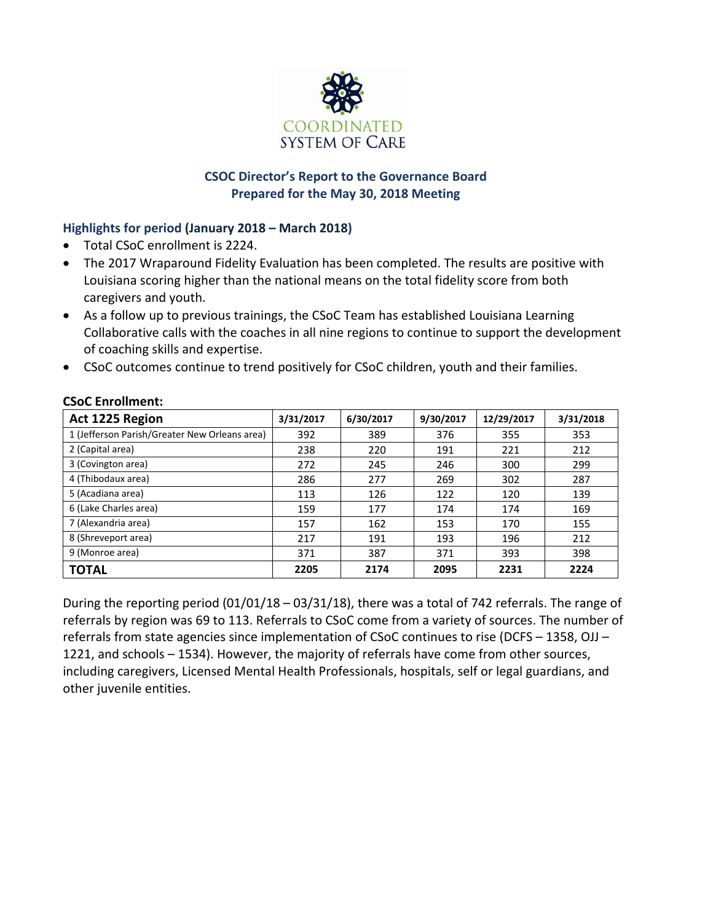COORDINATED SYSTEM OF CARE

## CSOC Director's Report to the Governance Board
## Prepared for the May 30, 2018 Meeting

### Highlights for period (January 2018 – March 2018)

- Total CSoC enrollment is 2224.
- The 2017 Wraparound Fidelity Evaluation has been completed. The results are positive with Louisiana scoring higher than the national means on the total fidelity score from both caregivers and youth.
- As a follow up to previous trainings, the CSoC Team has established Louisiana Learning Collaborative calls with the coaches in all nine regions to continue to support the development of coaching skills and expertise.
- CSoC outcomes continue to trend positively for CSoC children, youth and their families.

**CSoC Enrollment:**

| Act 1225 Region | 3/31/2017 | 6/30/2017 | 9/30/2017 | 12/29/2017 | 3/31/2018 |
|---|---|---|---|---|---|
| 1 (Jefferson Parish/Greater New Orleans area) | 392 | 389 | 376 | 355 | 353 |
| 2 (Capital area) | 238 | 220 | 191 | 221 | 212 |
| 3 (Covington area) | 272 | 245 | 246 | 300 | 299 |
| 4 (Thibodaux area) | 286 | 277 | 269 | 302 | 287 |
| 5 (Acadiana area) | 113 | 126 | 122 | 120 | 139 |
| 6 (Lake Charles area) | 159 | 177 | 174 | 174 | 169 |
| 7 (Alexandria area) | 157 | 162 | 153 | 170 | 155 |
| 8 (Shreveport area) | 217 | 191 | 193 | 196 | 212 |
| 9 (Monroe area) | 371 | 387 | 371 | 393 | 398 |
| **TOTAL** | **2205** | **2174** | **2095** | **2231** | **2224** |

During the reporting period (01/01/18 – 03/31/18), there was a total of 742 referrals. The range of referrals by region was 69 to 113. Referrals to CSoC come from a variety of sources. The number of referrals from state agencies since implementation of CSoC continues to rise (DCFS – 1358, OJJ – 1221, and schools – 1534). However, the majority of referrals have come from other sources, including caregivers, Licensed Mental Health Professionals, hospitals, self or legal guardians, and other juvenile entities.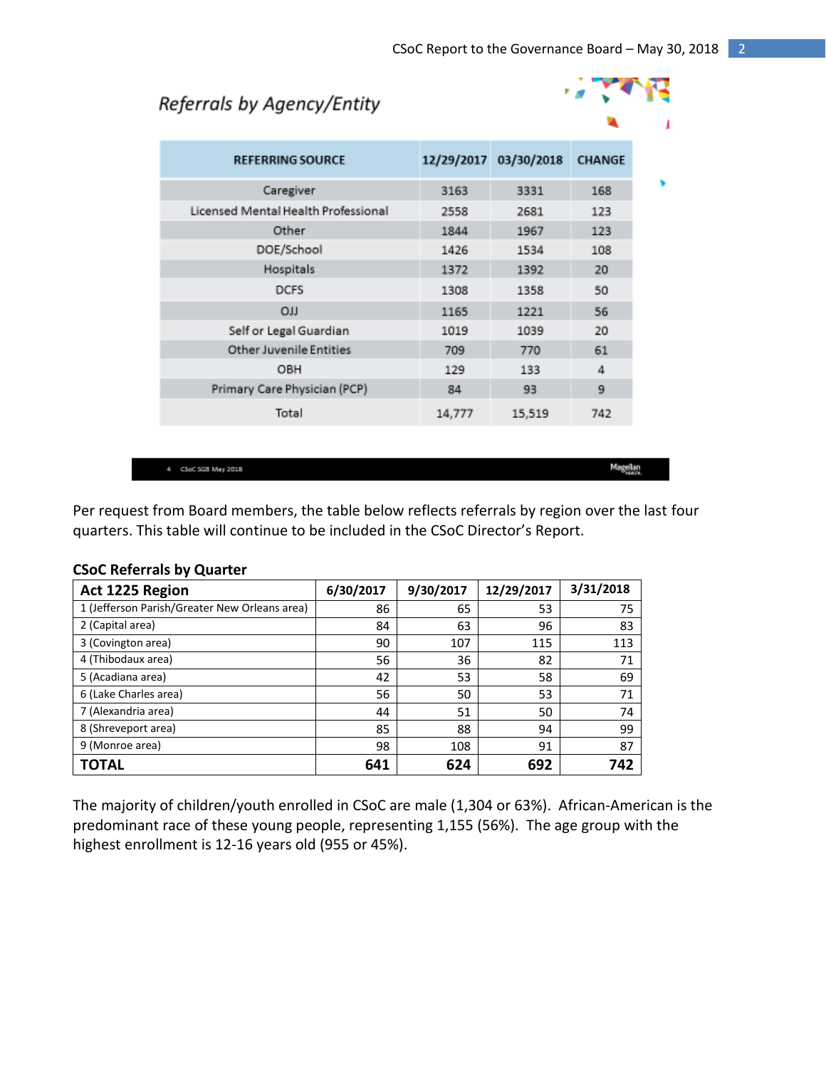## Referrals by Agency/Entity

| REFERRING SOURCE | 12/29/2017 | 03/30/2018 | CHANGE |
|---|---|---|---|
| Caregiver | 3163 | 3331 | 168 |
| Licensed Mental Health Professional | 2558 | 2681 | 123 |
| Other | 1844 | 1967 | 123 |
| DOE/School | 1426 | 1534 | 108 |
| Hospitals | 1372 | 1392 | 20 |
| DCFS | 1308 | 1358 | 50 |
| OJJ | 1165 | 1221 | 56 |
| Self or Legal Guardian | 1019 | 1039 | 20 |
| Other Juvenile Entities | 709 | 770 | 61 |
| OBH | 129 | 133 | 4 |
| Primary Care Physician (PCP) | 84 | 93 | 9 |
| Total | 14,777 | 15,519 | 742 |

Per request from Board members, the table below reflects referrals by region over the last four quarters. This table will continue to be included in the CSoC Director's Report.

**CSoC Referrals by Quarter**

| Act 1225 Region | 6/30/2017 | 9/30/2017 | 12/29/2017 | 3/31/2018 |
|---|---|---|---|---|
| 1 (Jefferson Parish/Greater New Orleans area) | 86 | 65 | 53 | 75 |
| 2 (Capital area) | 84 | 63 | 96 | 83 |
| 3 (Covington area) | 90 | 107 | 115 | 113 |
| 4 (Thibodaux area) | 56 | 36 | 82 | 71 |
| 5 (Acadiana area) | 42 | 53 | 58 | 69 |
| 6 (Lake Charles area) | 56 | 50 | 53 | 71 |
| 7 (Alexandria area) | 44 | 51 | 50 | 74 |
| 8 (Shreveport area) | 85 | 88 | 94 | 99 |
| 9 (Monroe area) | 98 | 108 | 91 | 87 |
| **TOTAL** | **641** | **624** | **692** | **742** |

The majority of children/youth enrolled in CSoC are male (1,304 or 63%). African-American is the predominant race of these young people, representing 1,155 (56%). The age group with the highest enrollment is 12-16 years old (955 or 45%).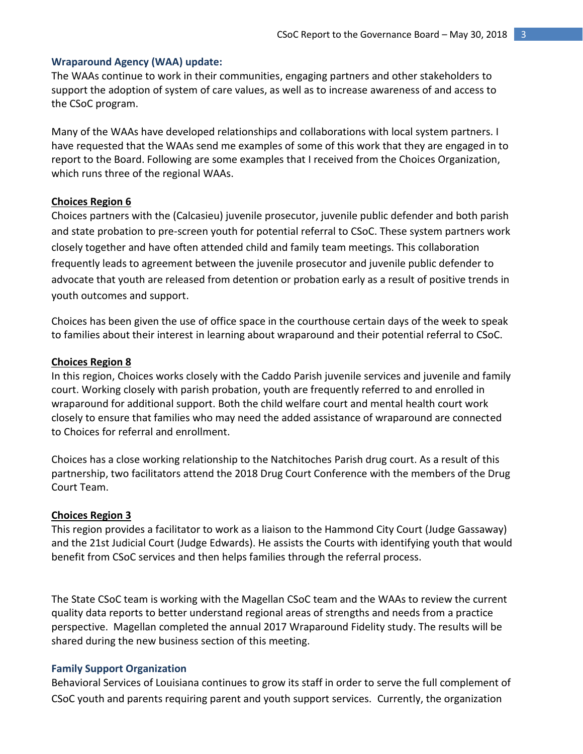### Wraparound Agency (WAA) update:

The WAAs continue to work in their communities, engaging partners and other stakeholders to support the adoption of system of care values, as well as to increase awareness of and access to the CSoC program.

Many of the WAAs have developed relationships and collaborations with local system partners. I have requested that the WAAs send me examples of some of this work that they are engaged in to report to the Board. Following are some examples that I received from the Choices Organization, which runs three of the regional WAAs.

**Choices Region 6**

Choices partners with the (Calcasieu) juvenile prosecutor, juvenile public defender and both parish and state probation to pre-screen youth for potential referral to CSoC. These system partners work closely together and have often attended child and family team meetings. This collaboration frequently leads to agreement between the juvenile prosecutor and juvenile public defender to advocate that youth are released from detention or probation early as a result of positive trends in youth outcomes and support.

Choices has been given the use of office space in the courthouse certain days of the week to speak to families about their interest in learning about wraparound and their potential referral to CSoC.

**Choices Region 8**

In this region, Choices works closely with the Caddo Parish juvenile services and juvenile and family court. Working closely with parish probation, youth are frequently referred to and enrolled in wraparound for additional support. Both the child welfare court and mental health court work closely to ensure that families who may need the added assistance of wraparound are connected to Choices for referral and enrollment.

Choices has a close working relationship to the Natchitoches Parish drug court. As a result of this partnership, two facilitators attend the 2018 Drug Court Conference with the members of the Drug Court Team.

**Choices Region 3**

This region provides a facilitator to work as a liaison to the Hammond City Court (Judge Gassaway) and the 21st Judicial Court (Judge Edwards). He assists the Courts with identifying youth that would benefit from CSoC services and then helps families through the referral process.

The State CSoC team is working with the Magellan CSoC team and the WAAs to review the current quality data reports to better understand regional areas of strengths and needs from a practice perspective. Magellan completed the annual 2017 Wraparound Fidelity study. The results will be shared during the new business section of this meeting.

### Family Support Organization

Behavioral Services of Louisiana continues to grow its staff in order to serve the full complement of CSoC youth and parents requiring parent and youth support services. Currently, the organization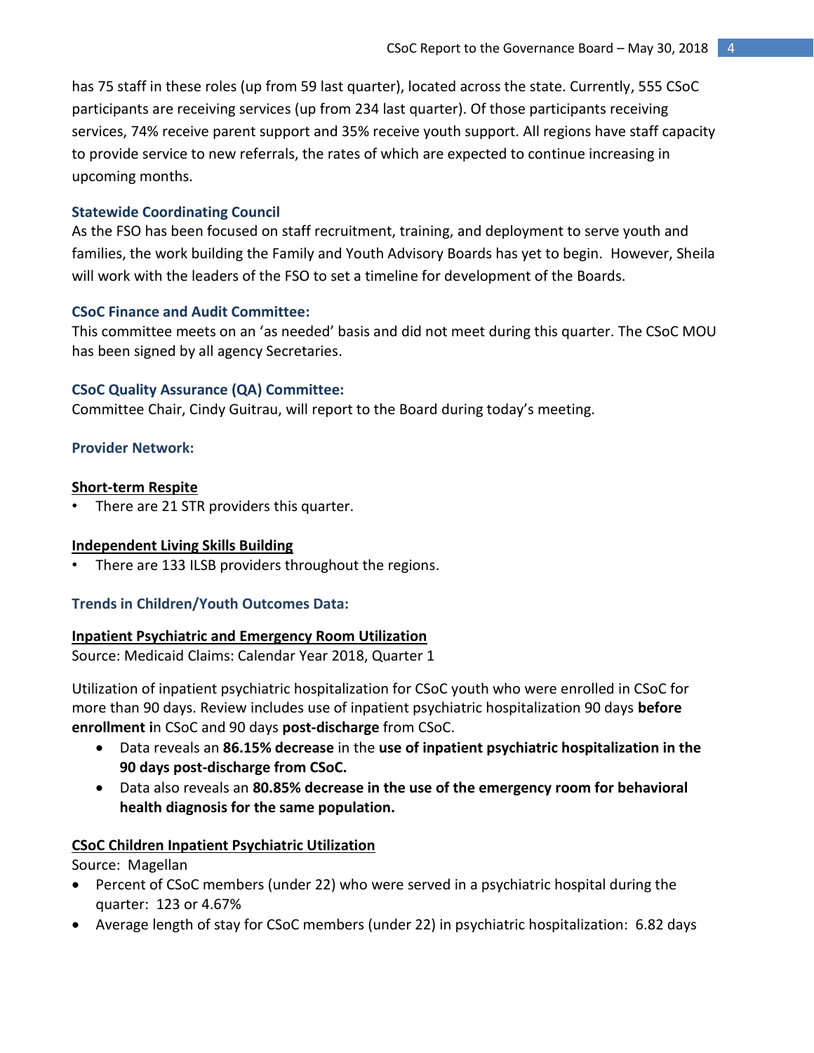has 75 staff in these roles (up from 59 last quarter), located across the state. Currently, 555 CSoC participants are receiving services (up from 234 last quarter). Of those participants receiving services, 74% receive parent support and 35% receive youth support. All regions have staff capacity to provide service to new referrals, the rates of which are expected to continue increasing in upcoming months.

### Statewide Coordinating Council

As the FSO has been focused on staff recruitment, training, and deployment to serve youth and families, the work building the Family and Youth Advisory Boards has yet to begin. However, Sheila will work with the leaders of the FSO to set a timeline for development of the Boards.

### CSoC Finance and Audit Committee:

This committee meets on an 'as needed' basis and did not meet during this quarter. The CSoC MOU has been signed by all agency Secretaries.

### CSoC Quality Assurance (QA) Committee:

Committee Chair, Cindy Guitrau, will report to the Board during today's meeting.

### Provider Network:

**Short-term Respite**

- There are 21 STR providers this quarter.

**Independent Living Skills Building**

- There are 133 ILSB providers throughout the regions.

### Trends in Children/Youth Outcomes Data:

**Inpatient Psychiatric and Emergency Room Utilization**

Source: Medicaid Claims: Calendar Year 2018, Quarter 1

Utilization of inpatient psychiatric hospitalization for CSoC youth who were enrolled in CSoC for more than 90 days. Review includes use of inpatient psychiatric hospitalization 90 days **before enrollment i**n CSoC and 90 days **post-discharge** from CSoC.

- Data reveals an **86.15% decrease** in the **use of inpatient psychiatric hospitalization in the 90 days post-discharge from CSoC.**
- Data also reveals an **80.85% decrease in the use of the emergency room for behavioral health diagnosis for the same population.**

**CSoC Children Inpatient Psychiatric Utilization**

Source: Magellan

- Percent of CSoC members (under 22) who were served in a psychiatric hospital during the quarter: 123 or 4.67%
- Average length of stay for CSoC members (under 22) in psychiatric hospitalization: 6.82 days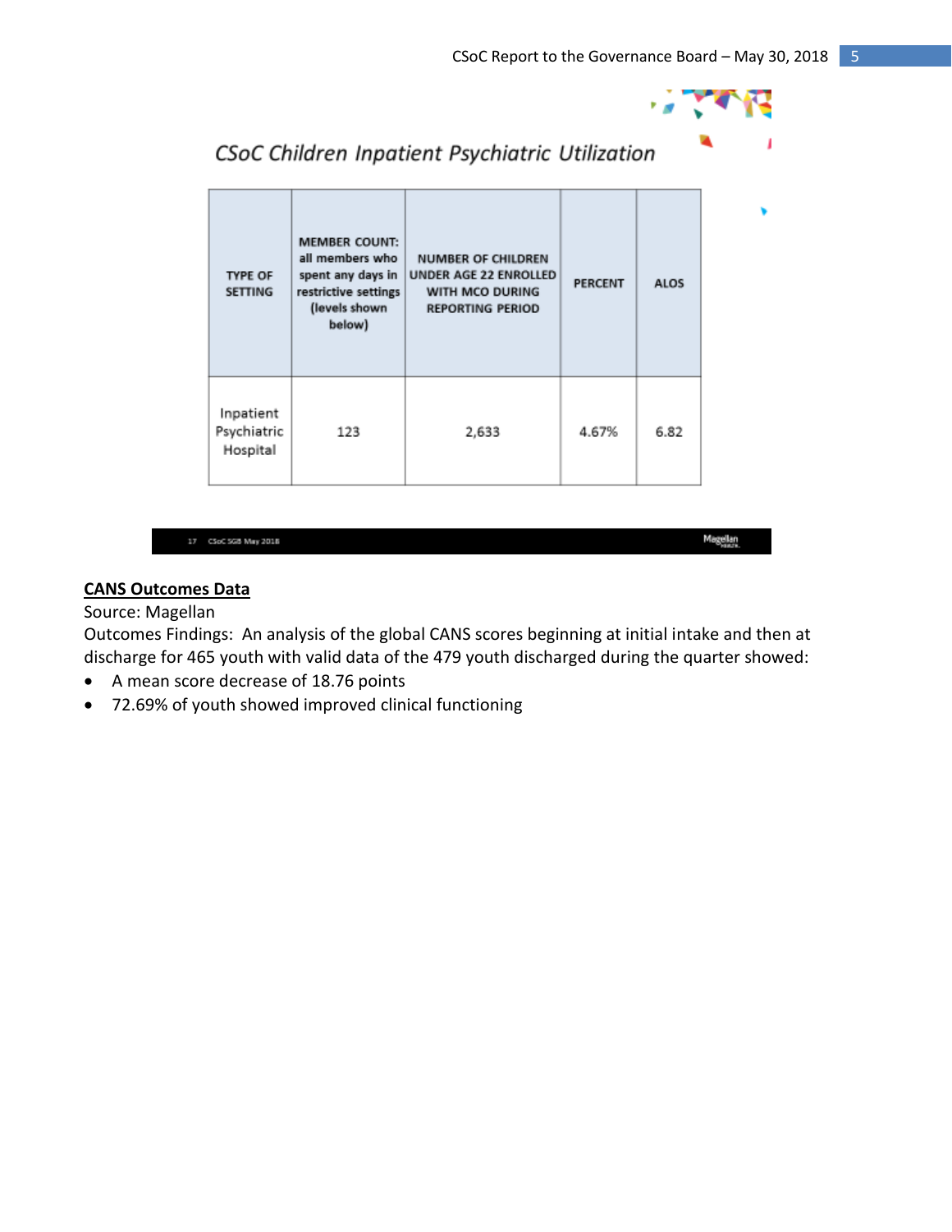## CSoC Children Inpatient Psychiatric Utilization

| TYPE OF SETTING | MEMBER COUNT: all members who spent any days in restrictive settings (levels shown below) | NUMBER OF CHILDREN UNDER AGE 22 ENROLLED WITH MCO DURING REPORTING PERIOD | PERCENT | ALOS |
|---|---|---|---|---|
| Inpatient Psychiatric Hospital | 123 | 2,633 | 4.67% | 6.82 |

**<u>CANS Outcomes Data</u>**

Source: Magellan

Outcomes Findings: An analysis of the global CANS scores beginning at initial intake and then at discharge for 465 youth with valid data of the 479 youth discharged during the quarter showed:

- A mean score decrease of 18.76 points
- 72.69% of youth showed improved clinical functioning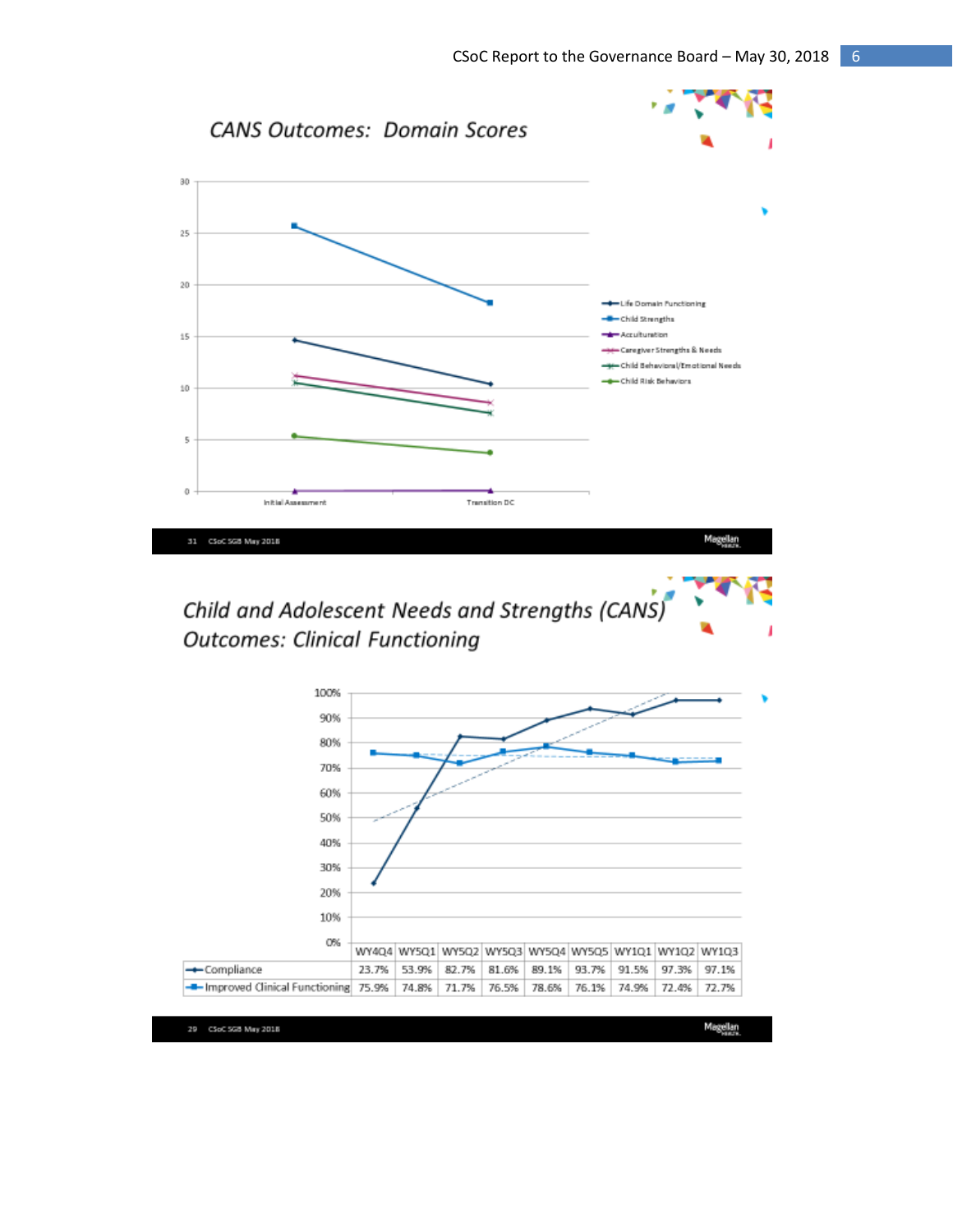## CANS Outcomes: Domain Scores

Legend: Life Domain Functioning; Child Strengths; Acculturation; Caregiver Strengths & Needs; Child Behavioral/Emotional Needs; Child Risk Behaviors

X-axis: Initial Assessment, Transition DC

31 CSoC SGB May 2018

## Child and Adolescent Needs and Strengths (CANS) Outcomes: Clinical Functioning

| | WY4Q4 | WY5Q1 | WY5Q2 | WY5Q3 | WY5Q4 | WY5Q5 | WY1Q1 | WY1Q2 | WY1Q3 |
|---|---|---|---|---|---|---|---|---|---|
| Compliance | 23.7% | 53.9% | 82.7% | 81.6% | 89.1% | 93.7% | 91.5% | 97.3% | 97.1% |
| Improved Clinical Functioning | 75.9% | 74.8% | 71.7% | 76.5% | 78.6% | 76.1% | 74.9% | 72.4% | 72.7% |

29 CSoC SGB May 2018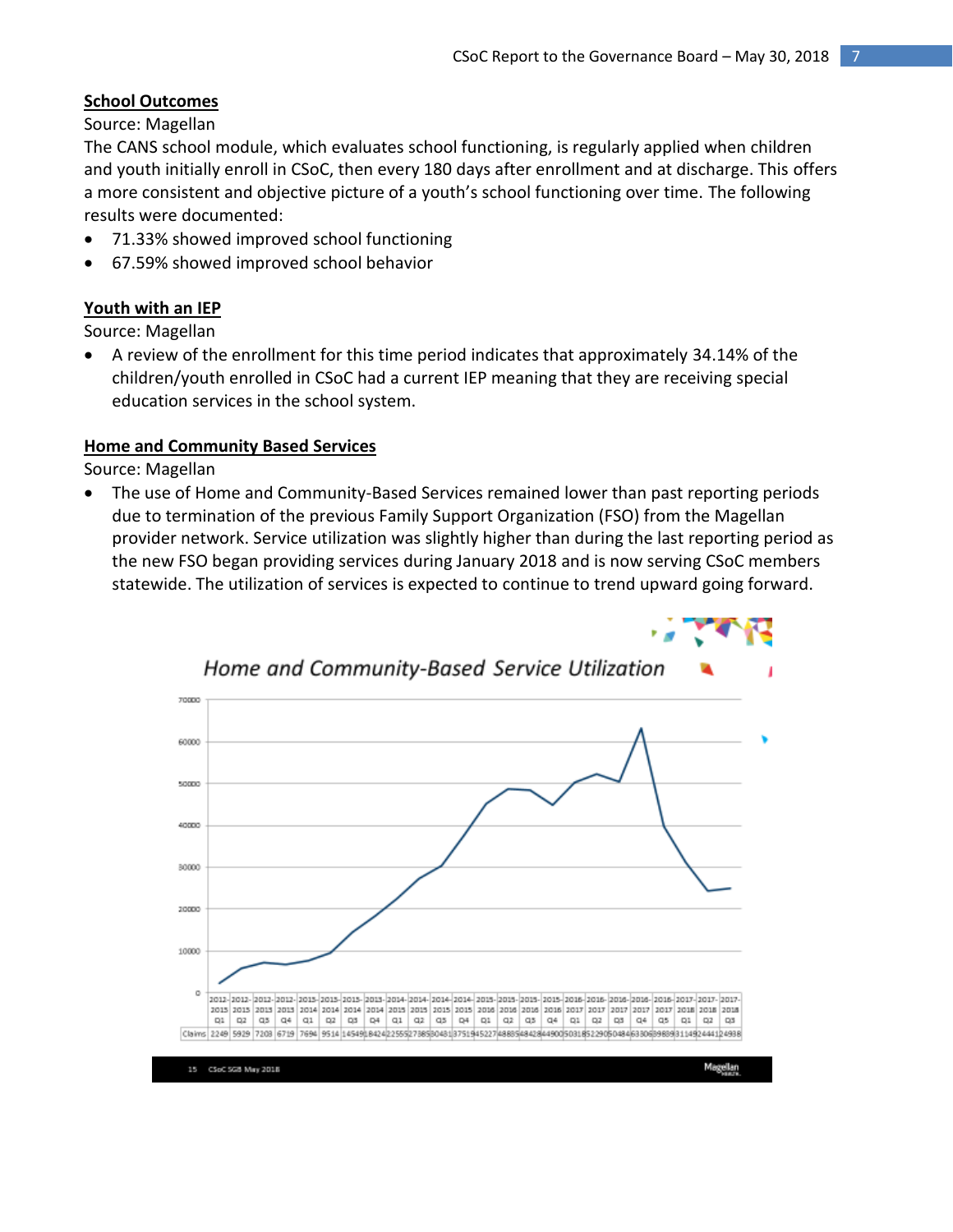### School Outcomes

Source: Magellan

The CANS school module, which evaluates school functioning, is regularly applied when children and youth initially enroll in CSoC, then every 180 days after enrollment and at discharge. This offers a more consistent and objective picture of a youth's school functioning over time. The following results were documented:

- 71.33% showed improved school functioning
- 67.59% showed improved school behavior

### Youth with an IEP

Source: Magellan

- A review of the enrollment for this time period indicates that approximately 34.14% of the children/youth enrolled in CSoC had a current IEP meaning that they are receiving special education services in the school system.

### Home and Community Based Services

Source: Magellan

- The use of Home and Community-Based Services remained lower than past reporting periods due to termination of the previous Family Support Organization (FSO) from the Magellan provider network. Service utilization was slightly higher than during the last reporting period as the new FSO began providing services during January 2018 and is now serving CSoC members statewide. The utilization of services is expected to continue to trend upward going forward.

*Home and Community-Based Service Utilization*

| Period | Claims |
| --- | --- |
| 2012-2013 Q1 | 2249 |
| 2012-2013 Q2 | 5929 |
| 2012-2013 Q3 | 7203 |
| 2012-2013 Q4 | 6719 |
| 2013-2014 Q1 | 7694 |
| 2013-2014 Q2 | 9514 |
| 2013-2014 Q3 | 14549 |
| 2013-2014 Q4 | 18424 |
| 2014-2015 Q1 | 22555 |
| 2014-2015 Q2 | 27385 |
| 2014-2015 Q3 | 30481 |
| 2014-2015 Q4 | 37519 |
| 2015-2016 Q1 | 45227 |
| 2015-2016 Q2 | 48885 |
| 2015-2016 Q3 | 48428 |
| 2015-2016 Q4 | 44900 |
| 2016-2017 Q1 | 50318 |
| 2016-2017 Q2 | 52290 |
| 2016-2017 Q3 | 50484 |
| 2016-2017 Q4 | 63306 |
| 2016-2017 Q5 | 39839 |
| 2017-2018 Q1 | 31149 |
| 2017-2018 Q2 | 24441 |
| 2017-2018 Q3 | 24938 |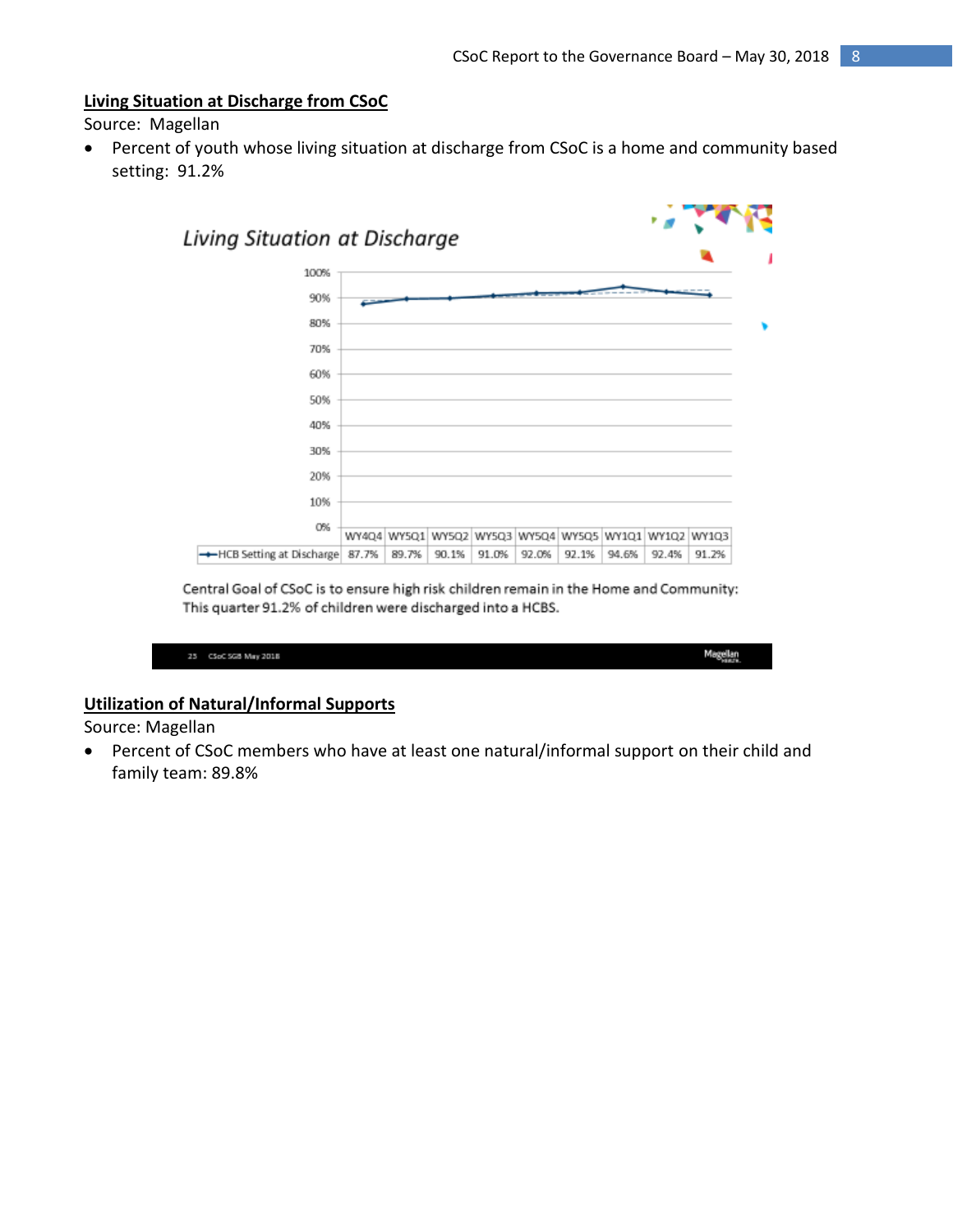**Living Situation at Discharge from CSoC**

Source: Magellan

- Percent of youth whose living situation at discharge from CSoC is a home and community based setting: 91.2%

*Living Situation at Discharge*

| | WY4Q4 | WY5Q1 | WY5Q2 | WY5Q3 | WY5Q4 | WY5Q5 | WY1Q1 | WY1Q2 | WY1Q3 |
|---|---|---|---|---|---|---|---|---|---|
| HCB Setting at Discharge | 87.7% | 89.7% | 90.1% | 91.0% | 92.0% | 92.1% | 94.6% | 92.4% | 91.2% |

Central Goal of CSoC is to ensure high risk children remain in the Home and Community: This quarter 91.2% of children were discharged into a HCBS.

**Utilization of Natural/Informal Supports**

Source: Magellan

- Percent of CSoC members who have at least one natural/informal support on their child and family team: 89.8%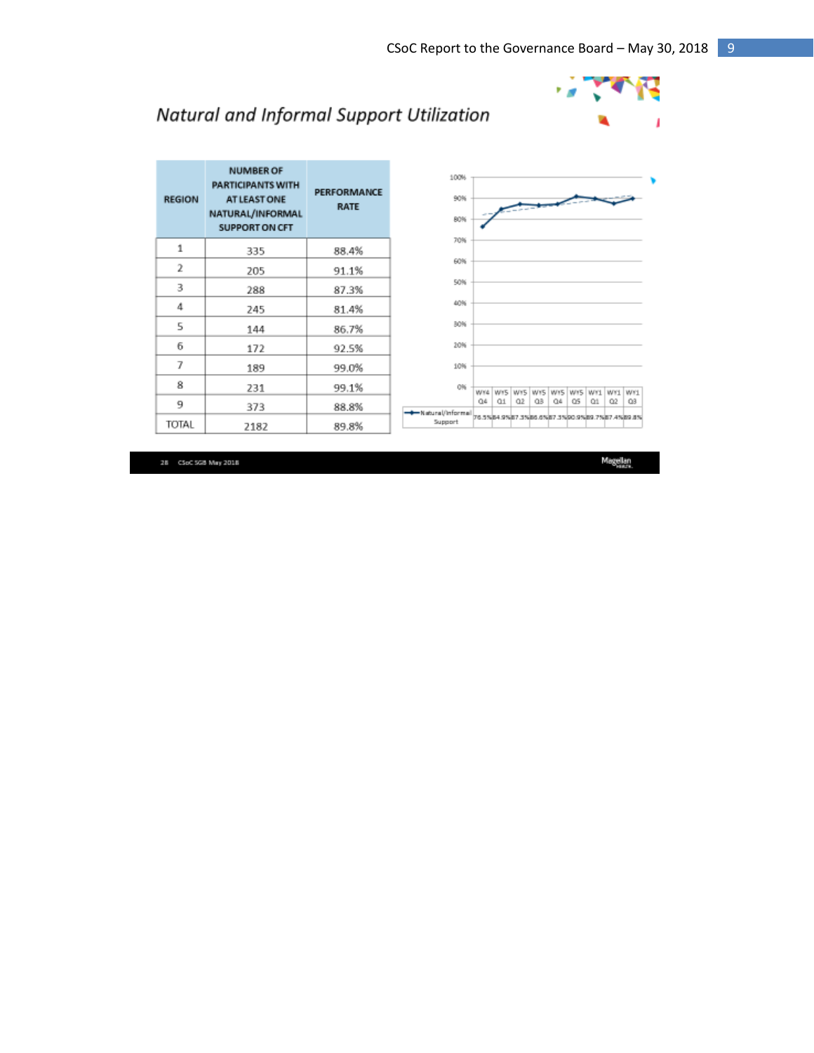## Natural and Informal Support Utilization

| REGION | NUMBER OF PARTICIPANTS WITH AT LEAST ONE NATURAL/INFORMAL SUPPORT ON CFT | PERFORMANCE RATE |
|---|---|---|
| 1 | 335 | 88.4% |
| 2 | 205 | 91.1% |
| 3 | 288 | 87.3% |
| 4 | 245 | 81.4% |
| 5 | 144 | 86.7% |
| 6 | 172 | 92.5% |
| 7 | 189 | 99.0% |
| 8 | 231 | 99.1% |
| 9 | 373 | 88.8% |
| TOTAL | 2182 | 89.8% |

100%
90%
80%
70%
60%
50%
40%
30%
20%
10%
0%

WY4 Q4, WY5 Q1, WY5 Q2, WY5 Q3, WY5 Q4, WY5 Q5, WY1 Q1, WY1 Q2, WY1 Q3

Natural/Informal Support: 76.5%, 84.9%, 87.3%, 86.6%, 87.3%, 90.9%, 89.7%, 87.4%, 89.8%

28 CSoC SGB May 2018

Magellan